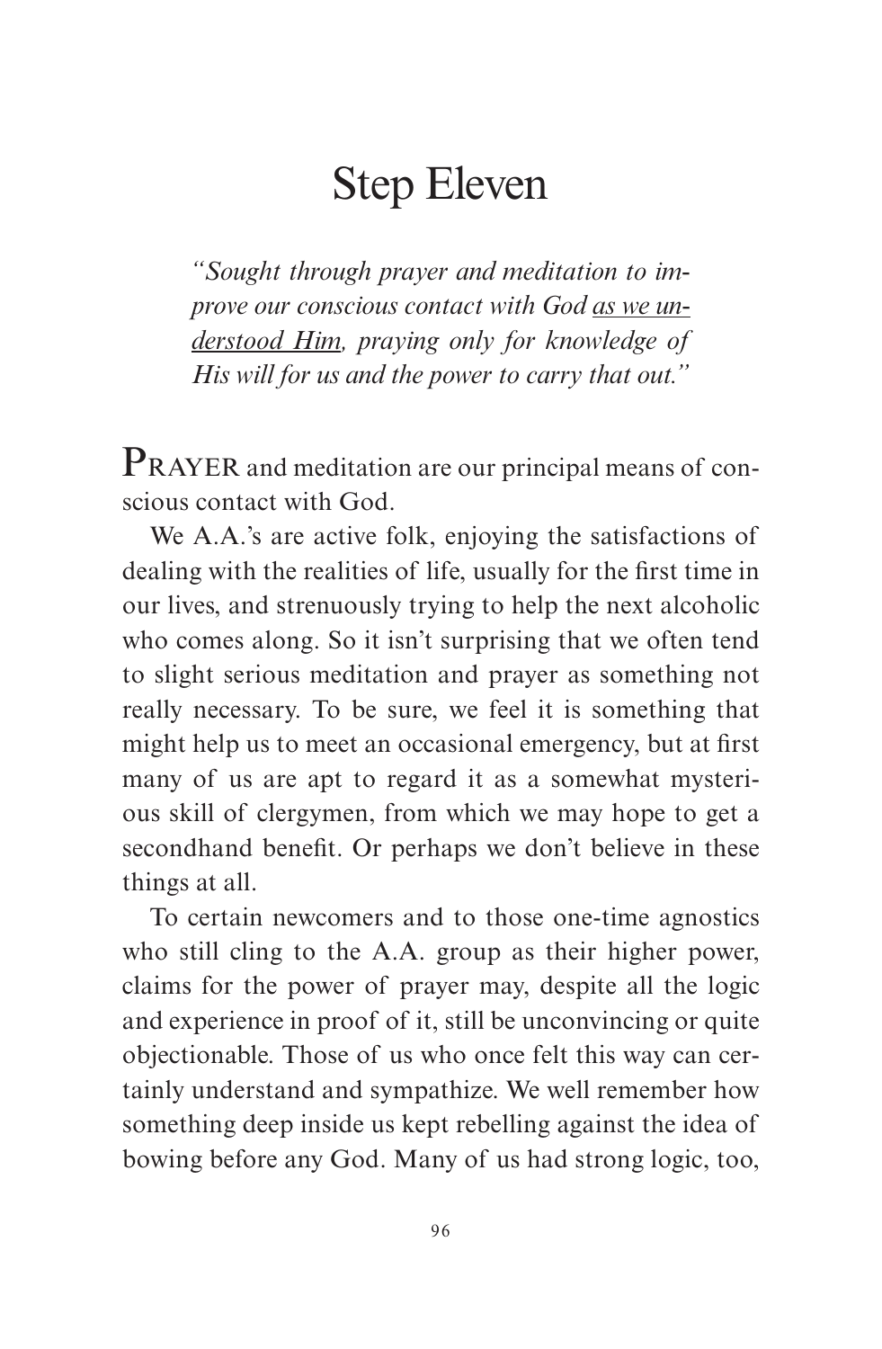# Step Eleven

*"Sought through prayer and meditation to improve our conscious contact with God as we understood Him, praying only for knowledge of His will for us and the power to carry that out."*

PRAYER and meditation are our principal means of conscious contact with God.

We A.A.'s are active folk, enjoying the satisfactions of dealing with the realities of life, usually for the first time in our lives, and strenuously trying to help the next alcoholic who comes along. So it isn't surprising that we often tend to slight serious meditation and prayer as something not really necessary. To be sure, we feel it is something that might help us to meet an occasional emergency, but at first many of us are apt to regard it as a somewhat mysterious skill of clergymen, from which we may hope to get a secondhand benefit. Or perhaps we don't believe in these things at all.

To certain newcomers and to those one-time agnostics who still cling to the A.A. group as their higher power, claims for the power of prayer may, despite all the logic and experience in proof of it, still be unconvincing or quite objectionable. Those of us who once felt this way can certainly understand and sympathize. We well remember how something deep inside us kept rebelling against the idea of bowing before any God. Many of us had strong logic, too,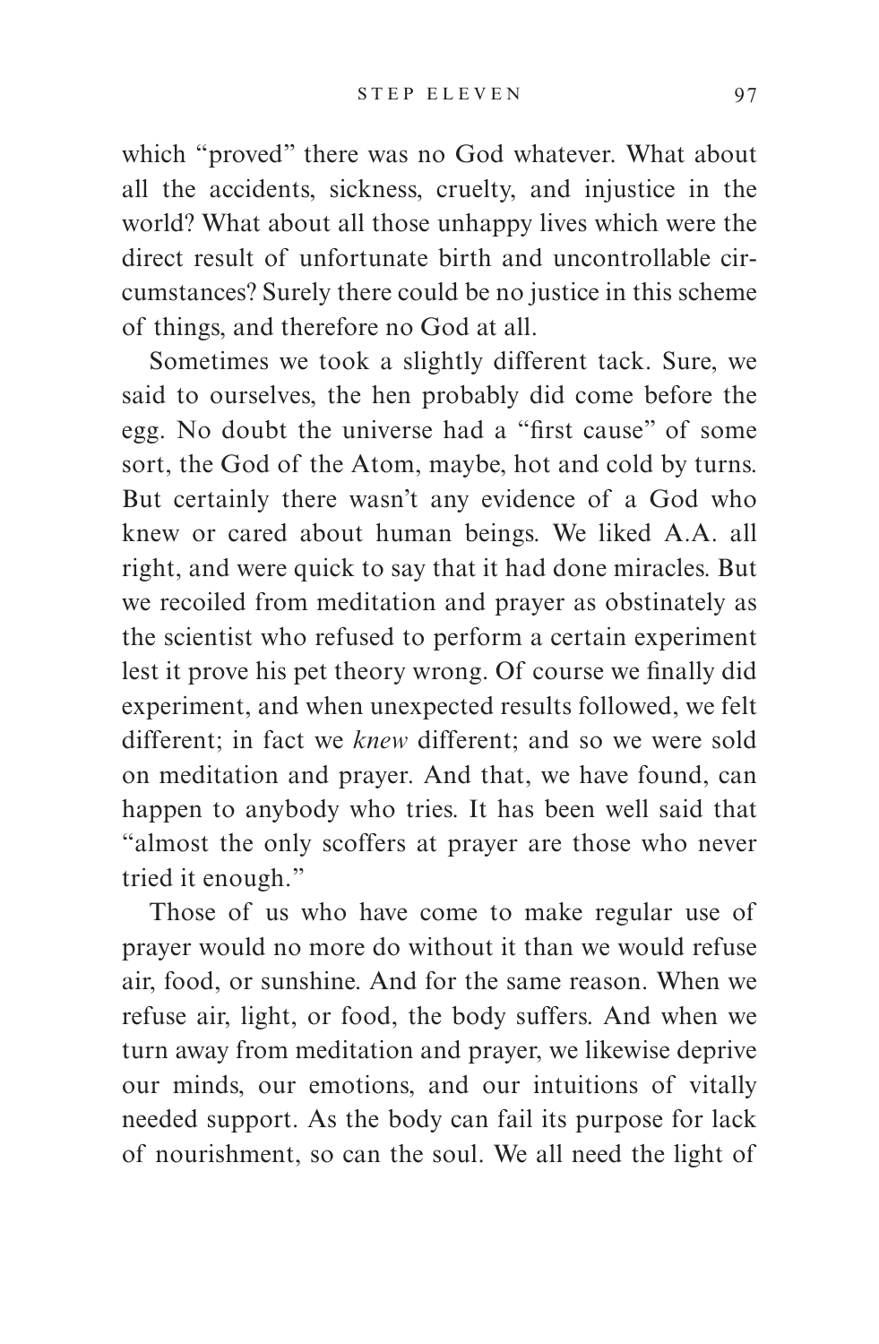which "proved" there was no God whatever. What about all the accidents, sickness, cruelty, and injustice in the world? What about all those unhappy lives which were the direct result of unfortunate birth and uncontrollable circumstances? Surely there could be no justice in this scheme of things, and therefore no God at all.

Sometimes we took a slightly different tack. Sure, we said to ourselves, the hen probably did come before the egg. No doubt the universe had a "first cause" of some sort, the God of the Atom, maybe, hot and cold by turns. But certainly there wasn't any evidence of a God who knew or cared about human beings. We liked A.A. all right, and were quick to say that it had done miracles. But we recoiled from meditation and prayer as obstinately as the scientist who refused to perform a certain experiment lest it prove his pet theory wrong. Of course we finally did experiment, and when unexpected results followed, we felt different; in fact we *knew* different; and so we were sold on meditation and prayer. And that, we have found, can happen to anybody who tries. It has been well said that "almost the only scoffers at prayer are those who never tried it enough."

Those of us who have come to make regular use of prayer would no more do without it than we would refuse air, food, or sunshine. And for the same reason. When we refuse air, light, or food, the body suffers. And when we turn away from meditation and prayer, we likewise deprive our minds, our emotions, and our intuitions of vitally needed support. As the body can fail its purpose for lack of nourishment, so can the soul. We all need the light of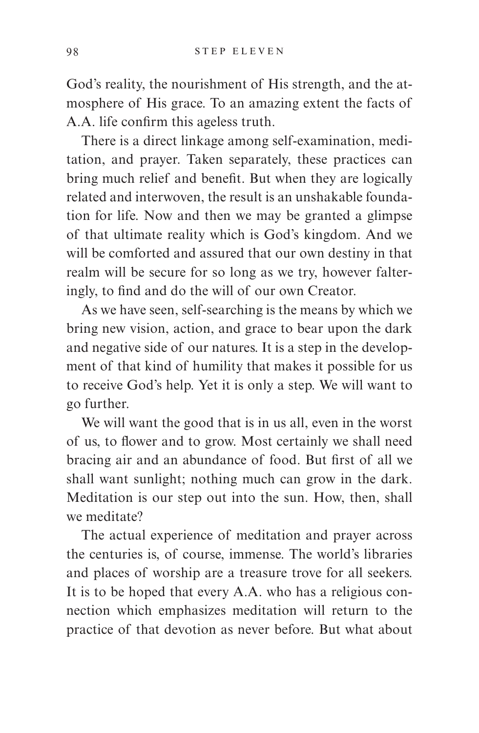God's reality, the nourishment of His strength, and the atmosphere of His grace. To an amazing extent the facts of A.A. life confirm this ageless truth.

There is a direct linkage among self-examination, meditation, and prayer. Taken separately, these practices can bring much relief and benefit. But when they are logically related and interwoven, the result is an unshakable foundation for life. Now and then we may be granted a glimpse of that ultimate reality which is God's kingdom. And we will be comforted and assured that our own destiny in that realm will be secure for so long as we try, however falteringly, to find and do the will of our own Creator.

As we have seen, self-searching is the means by which we bring new vision, action, and grace to bear upon the dark and negative side of our natures. It is a step in the development of that kind of humility that makes it possible for us to receive God's help. Yet it is only a step. We will want to go further.

We will want the good that is in us all, even in the worst of us, to flower and to grow. Most certainly we shall need bracing air and an abundance of food. But first of all we shall want sunlight; nothing much can grow in the dark. Meditation is our step out into the sun. How, then, shall we meditate?

The actual experience of meditation and prayer across the centuries is, of course, immense. The world's libraries and places of worship are a treasure trove for all seekers. It is to be hoped that every A.A. who has a religious connection which emphasizes meditation will return to the practice of that devotion as never before. But what about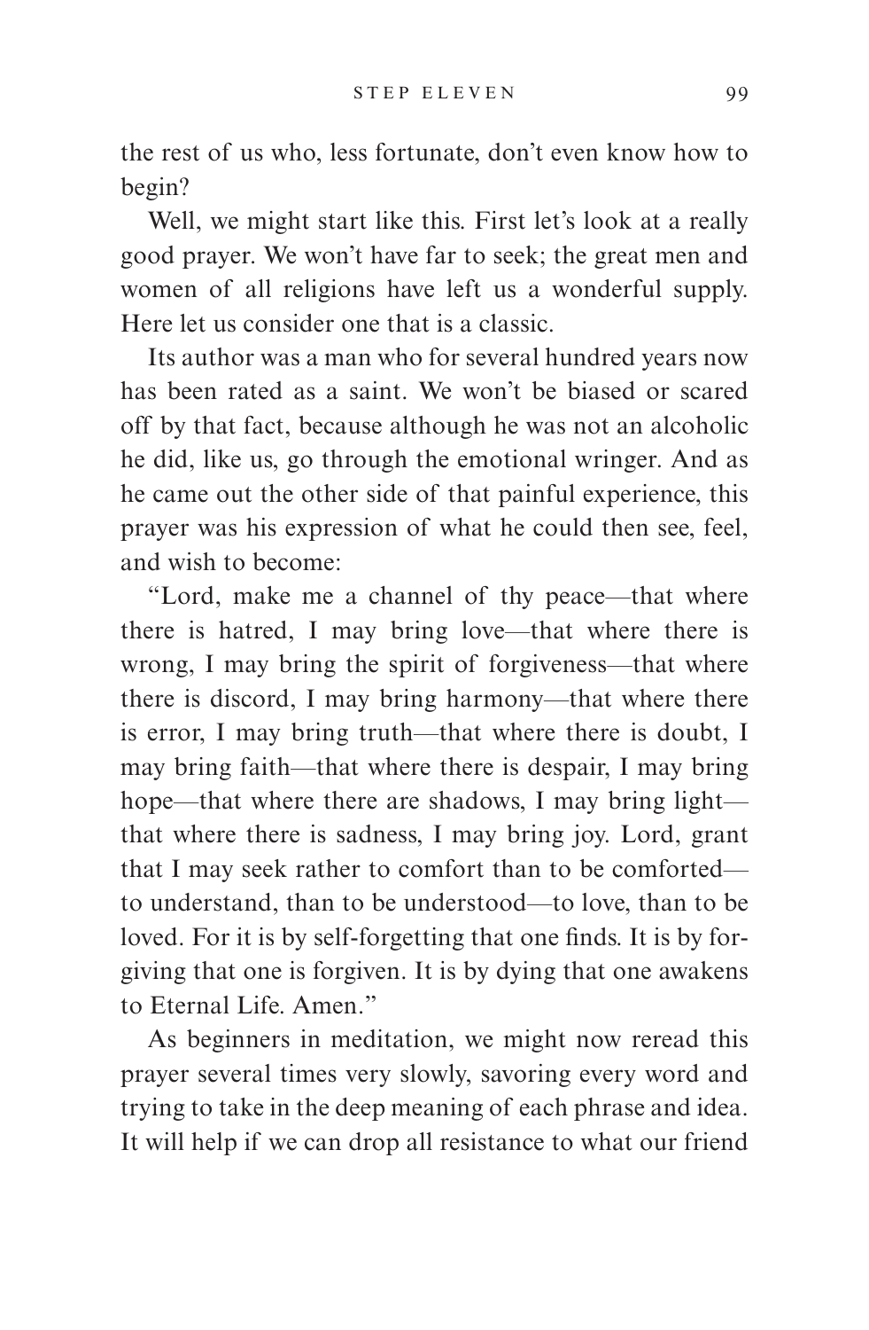the rest of us who, less fortunate, don't even know how to begin?

Well, we might start like this. First let's look at a really good prayer. We won't have far to seek; the great men and women of all religions have left us a wonderful supply. Here let us consider one that is a classic.

Its author was a man who for several hundred years now has been rated as a saint. We won't be biased or scared off by that fact, because although he was not an alcoholic he did, like us, go through the emotional wringer. And as he came out the other side of that painful experience, this prayer was his expression of what he could then see, feel, and wish to become:

"Lord, make me a channel of thy peace—that where there is hatred, I may bring love—that where there is wrong, I may bring the spirit of forgiveness—that where there is discord, I may bring harmony—that where there is error, I may bring truth—that where there is doubt, I may bring faith—that where there is despair, I may bring hope—that where there are shadows, I may bring light—that where there is sadness, I may bring joy. Lord, grant that I may seek rather to comfort than to be comforted—to understand, than to be understood—to love, than to be loved. For it is by self-forgetting that one finds. It is by forgiving that one is forgiven. It is by dying that one awakens to Eternal Life. Amen."

As beginners in meditation, we might now reread this prayer several times very slowly, savoring every word and trying to take in the deep meaning of each phrase and idea. It will help if we can drop all resistance to what our friend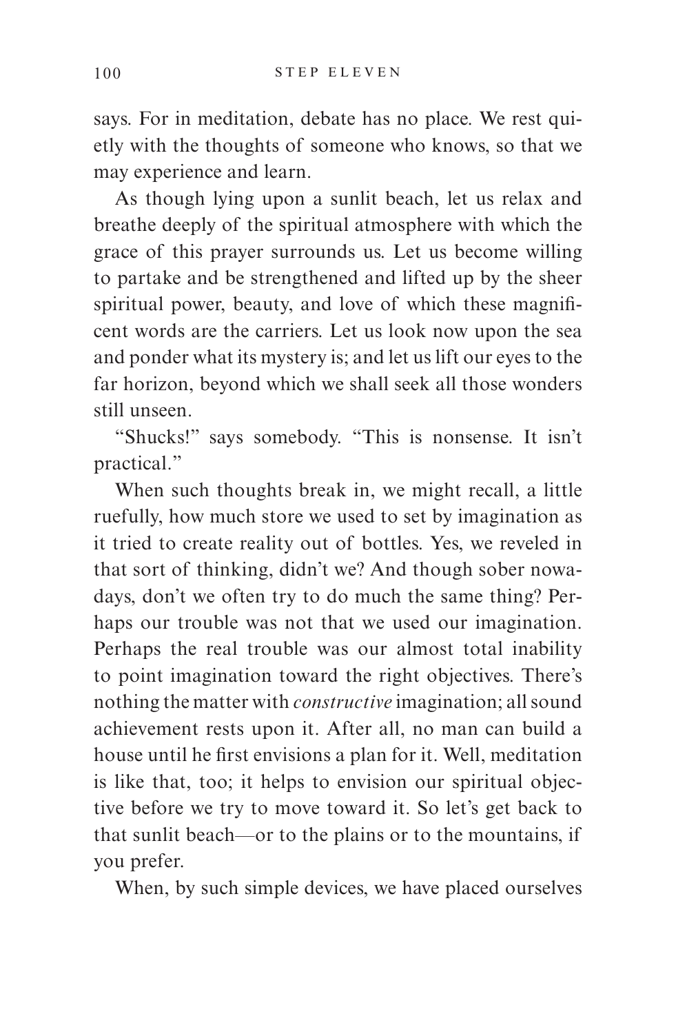says. For in meditation, debate has no place. We rest quietly with the thoughts of someone who knows, so that we may experience and learn.

As though lying upon a sunlit beach, let us relax and breathe deeply of the spiritual atmosphere with which the grace of this prayer surrounds us. Let us become willing to partake and be strengthened and lifted up by the sheer spiritual power, beauty, and love of which these magnificent words are the carriers. Let us look now upon the sea and ponder what its mystery is; and let us lift our eyes to the far horizon, beyond which we shall seek all those wonders still unseen.

"Shucks!" says somebody. "This is nonsense. It isn't practical."

When such thoughts break in, we might recall, a little ruefully, how much store we used to set by imagination as it tried to create reality out of bottles. Yes, we reveled in that sort of thinking, didn't we? And though sober nowadays, don't we often try to do much the same thing? Perhaps our trouble was not that we used our imagination. Perhaps the real trouble was our almost total inability to point imagination toward the right objectives. There's nothing the matter with *constructive* imagination; all sound achievement rests upon it. After all, no man can build a house until he first envisions a plan for it. Well, meditation is like that, too; it helps to envision our spiritual objective before we try to move toward it. So let's get back to that sunlit beach—or to the plains or to the mountains, if you prefer.

When, by such simple devices, we have placed ourselves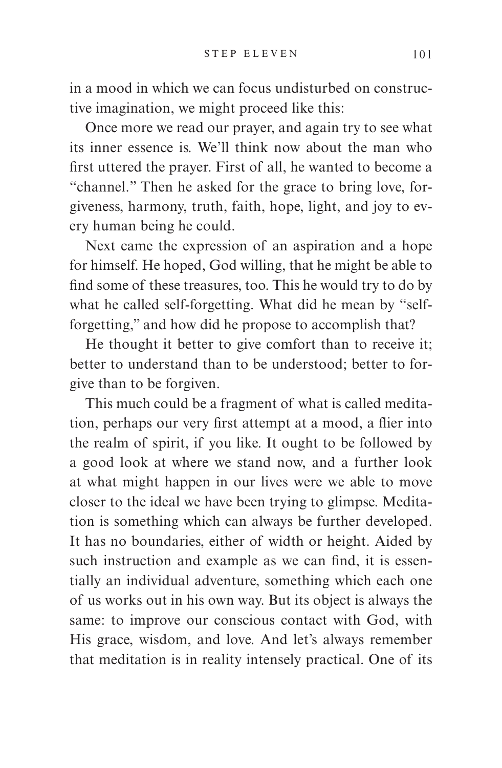in a mood in which we can focus undisturbed on constructive imagination, we might proceed like this:

Once more we read our prayer, and again try to see what its inner essence is. We'll think now about the man who first uttered the prayer. First of all, he wanted to become a "channel." Then he asked for the grace to bring love, forgiveness, harmony, truth, faith, hope, light, and joy to every human being he could.

Next came the expression of an aspiration and a hope for himself. He hoped, God willing, that he might be able to find some of these treasures, too. This he would try to do by what he called self-forgetting. What did he mean by "self-forgetting," and how did he propose to accomplish that?

He thought it better to give comfort than to receive it; better to understand than to be understood; better to forgive than to be forgiven.

This much could be a fragment of what is called meditation, perhaps our very first attempt at a mood, a flier into the realm of spirit, if you like. It ought to be followed by a good look at where we stand now, and a further look at what might happen in our lives were we able to move closer to the ideal we have been trying to glimpse. Meditation is something which can always be further developed. It has no boundaries, either of width or height. Aided by such instruction and example as we can find, it is essentially an individual adventure, something which each one of us works out in his own way. But its object is always the same: to improve our conscious contact with God, with His grace, wisdom, and love. And let's always remember that meditation is in reality intensely practical. One of its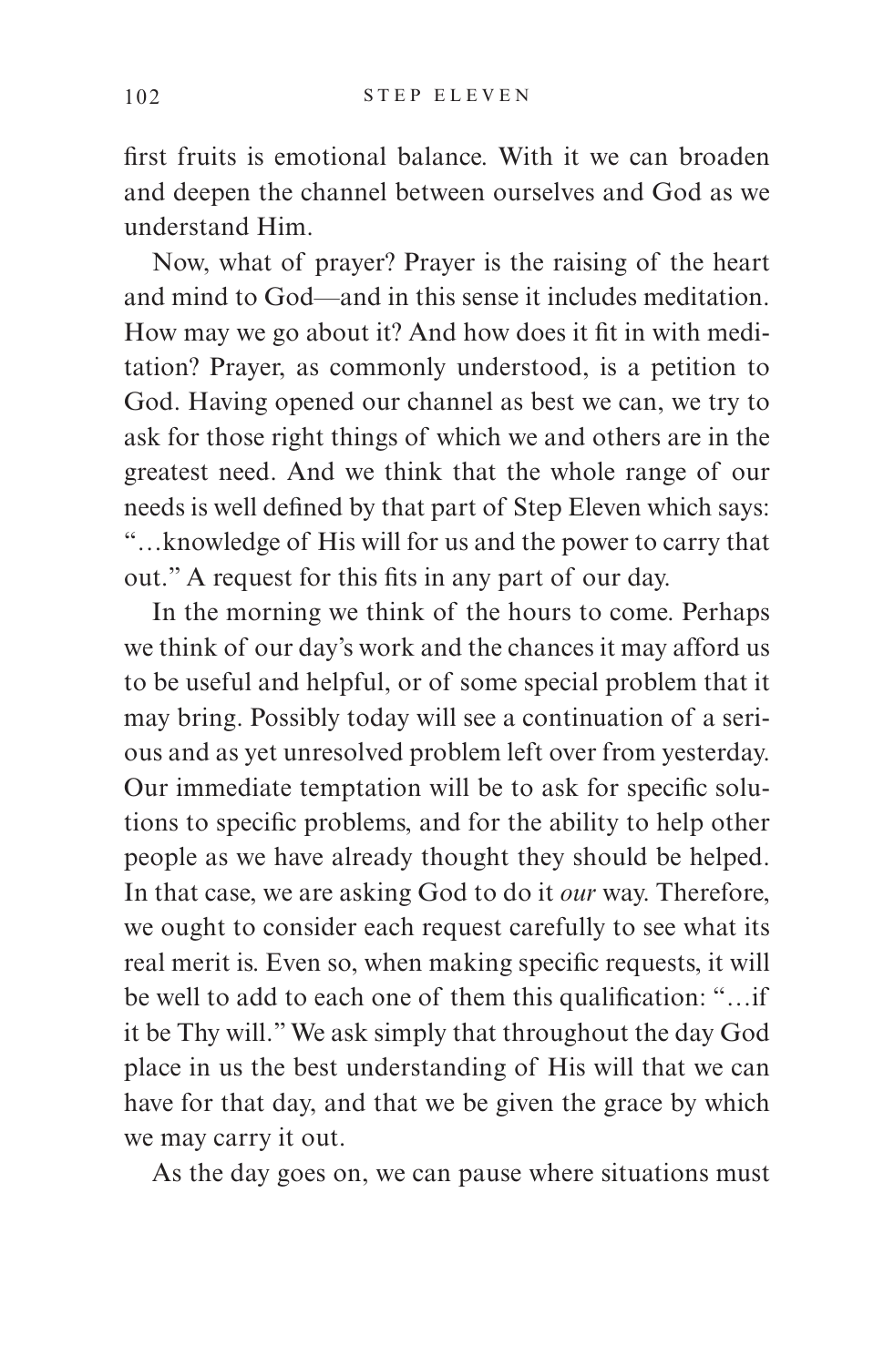first fruits is emotional balance. With it we can broaden and deepen the channel between ourselves and God as we understand Him.

Now, what of prayer? Prayer is the raising of the heart and mind to God—and in this sense it includes meditation. How may we go about it? And how does it fit in with meditation? Prayer, as commonly understood, is a petition to God. Having opened our channel as best we can, we try to ask for those right things of which we and others are in the greatest need. And we think that the whole range of our needs is well defined by that part of Step Eleven which says: "…knowledge of His will for us and the power to carry that out." A request for this fits in any part of our day.

In the morning we think of the hours to come. Perhaps we think of our day's work and the chances it may afford us to be useful and helpful, or of some special problem that it may bring. Possibly today will see a continuation of a serious and as yet unresolved problem left over from yesterday. Our immediate temptation will be to ask for specific solutions to specific problems, and for the ability to help other people as we have already thought they should be helped. In that case, we are asking God to do it *our* way. Therefore, we ought to consider each request carefully to see what its real merit is. Even so, when making specific requests, it will be well to add to each one of them this qualification: "…if it be Thy will." We ask simply that throughout the day God place in us the best understanding of His will that we can have for that day, and that we be given the grace by which we may carry it out.

As the day goes on, we can pause where situations must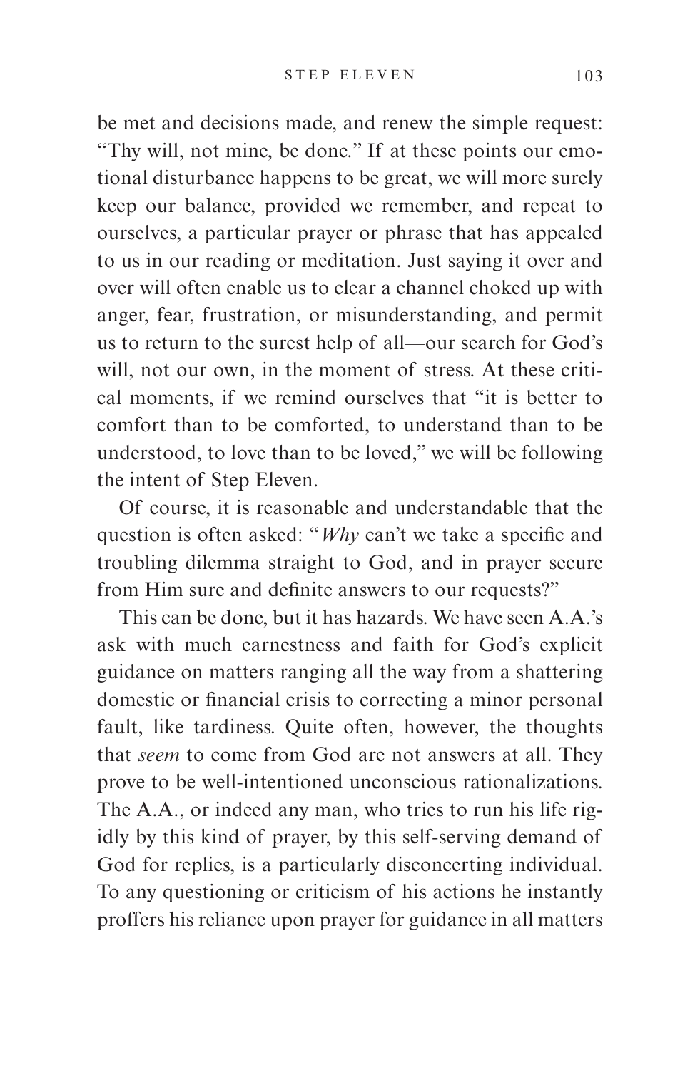be met and decisions made, and renew the simple request: "Thy will, not mine, be done." If at these points our emotional disturbance happens to be great, we will more surely keep our balance, provided we remember, and repeat to ourselves, a particular prayer or phrase that has appealed to us in our reading or meditation. Just saying it over and over will often enable us to clear a channel choked up with anger, fear, frustration, or misunderstanding, and permit us to return to the surest help of all—our search for God's will, not our own, in the moment of stress. At these critical moments, if we remind ourselves that "it is better to comfort than to be comforted, to understand than to be understood, to love than to be loved," we will be following the intent of Step Eleven.

Of course, it is reasonable and understandable that the question is often asked: "*Why* can't we take a specific and troubling dilemma straight to God, and in prayer secure from Him sure and definite answers to our requests?"

This can be done, but it has hazards. We have seen A.A.'s ask with much earnestness and faith for God's explicit guidance on matters ranging all the way from a shattering domestic or financial crisis to correcting a minor personal fault, like tardiness. Quite often, however, the thoughts that *seem* to come from God are not answers at all. They prove to be well-intentioned unconscious rationalizations. The A.A., or indeed any man, who tries to run his life rigidly by this kind of prayer, by this self-serving demand of God for replies, is a particularly disconcerting individual. To any questioning or criticism of his actions he instantly proffers his reliance upon prayer for guidance in all matters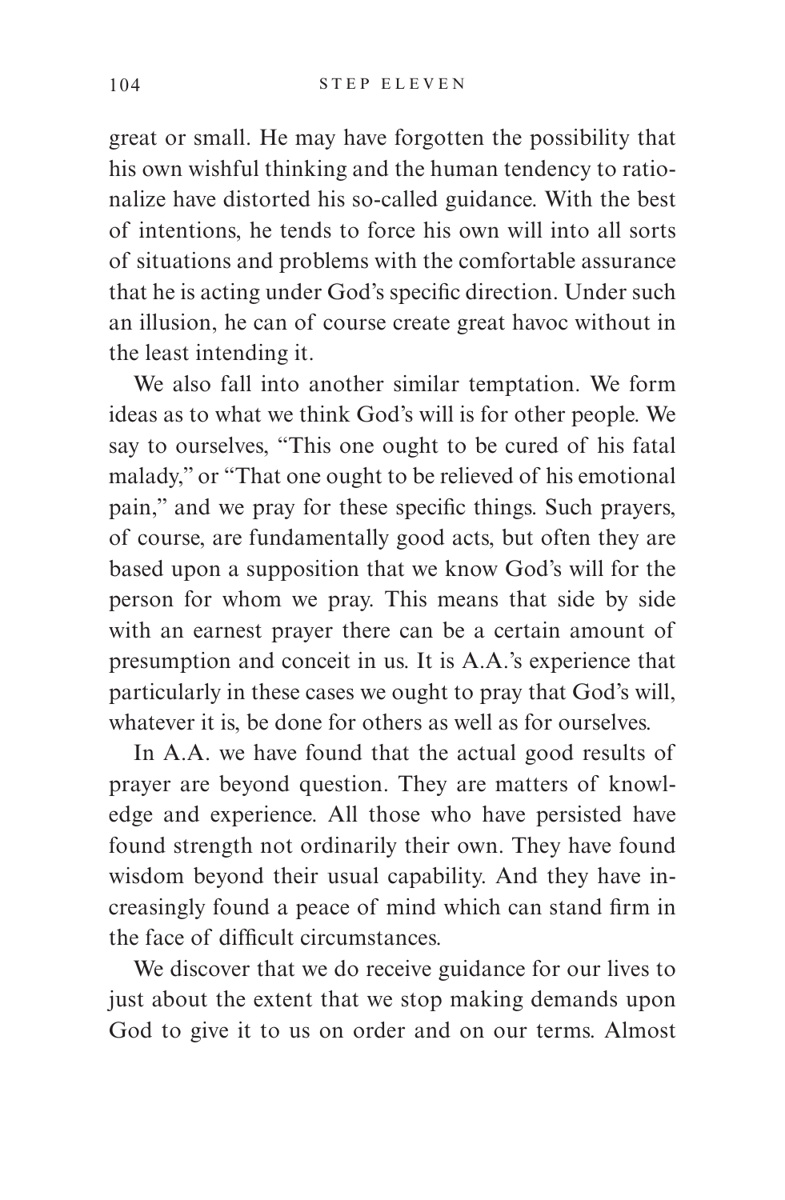great or small. He may have forgotten the possibility that his own wishful thinking and the human tendency to rationalize have distorted his so-called guidance. With the best of intentions, he tends to force his own will into all sorts of situations and problems with the comfortable assurance that he is acting under God's specific direction. Under such an illusion, he can of course create great havoc without in the least intending it.

We also fall into another similar temptation. We form ideas as to what we think God's will is for other people. We say to ourselves, "This one ought to be cured of his fatal malady," or "That one ought to be relieved of his emotional pain," and we pray for these specific things. Such prayers, of course, are fundamentally good acts, but often they are based upon a supposition that we know God's will for the person for whom we pray. This means that side by side with an earnest prayer there can be a certain amount of presumption and conceit in us. It is A.A.'s experience that particularly in these cases we ought to pray that God's will, whatever it is, be done for others as well as for ourselves.

In A.A. we have found that the actual good results of prayer are beyond question. They are matters of knowledge and experience. All those who have persisted have found strength not ordinarily their own. They have found wisdom beyond their usual capability. And they have increasingly found a peace of mind which can stand firm in the face of difficult circumstances.

We discover that we do receive guidance for our lives to just about the extent that we stop making demands upon God to give it to us on order and on our terms. Almost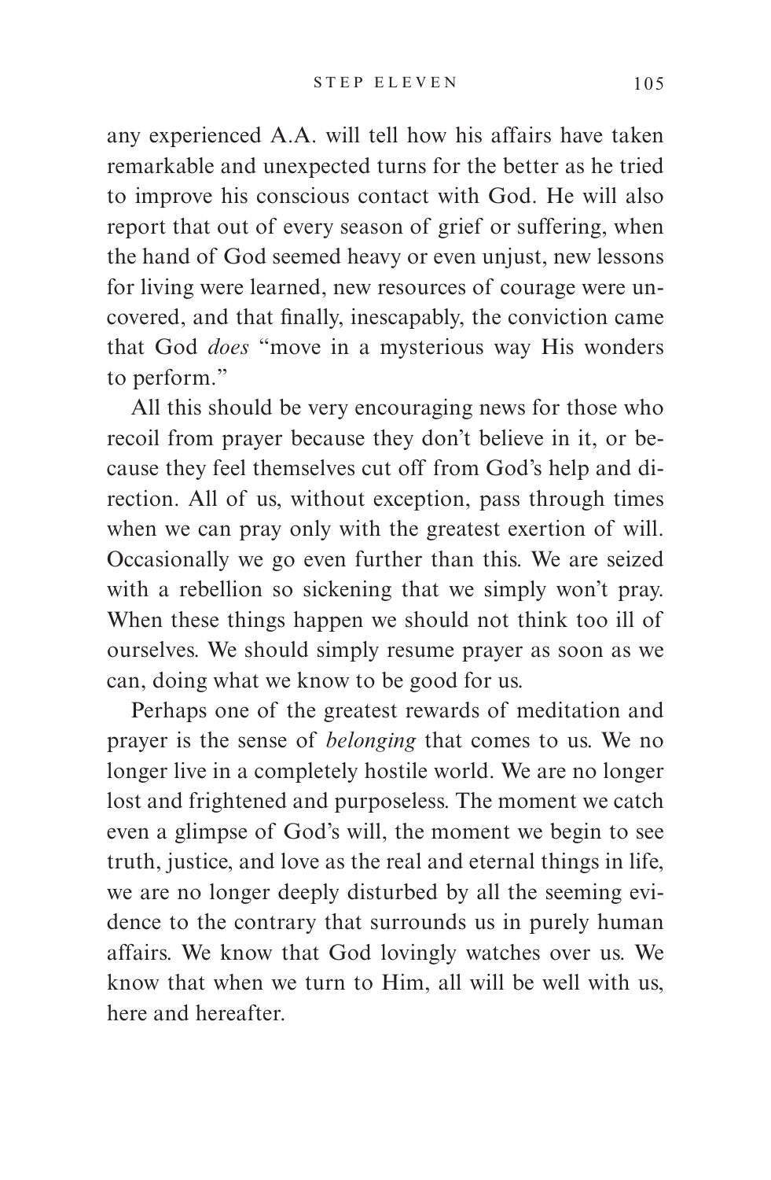any experienced A.A. will tell how his affairs have taken remarkable and unexpected turns for the better as he tried to improve his conscious contact with God. He will also report that out of every season of grief or suffering, when the hand of God seemed heavy or even unjust, new lessons for living were learned, new resources of courage were uncovered, and that finally, inescapably, the conviction came that God *does* "move in a mysterious way His wonders to perform."

All this should be very encouraging news for those who recoil from prayer because they don't believe in it, or because they feel themselves cut off from God's help and direction. All of us, without exception, pass through times when we can pray only with the greatest exertion of will. Occasionally we go even further than this. We are seized with a rebellion so sickening that we simply won't pray. When these things happen we should not think too ill of ourselves. We should simply resume prayer as soon as we can, doing what we know to be good for us.

Perhaps one of the greatest rewards of meditation and prayer is the sense of *belonging* that comes to us. We no longer live in a completely hostile world. We are no longer lost and frightened and purposeless. The moment we catch even a glimpse of God's will, the moment we begin to see truth, justice, and love as the real and eternal things in life, we are no longer deeply disturbed by all the seeming evidence to the contrary that surrounds us in purely human affairs. We know that God lovingly watches over us. We know that when we turn to Him, all will be well with us, here and hereafter.